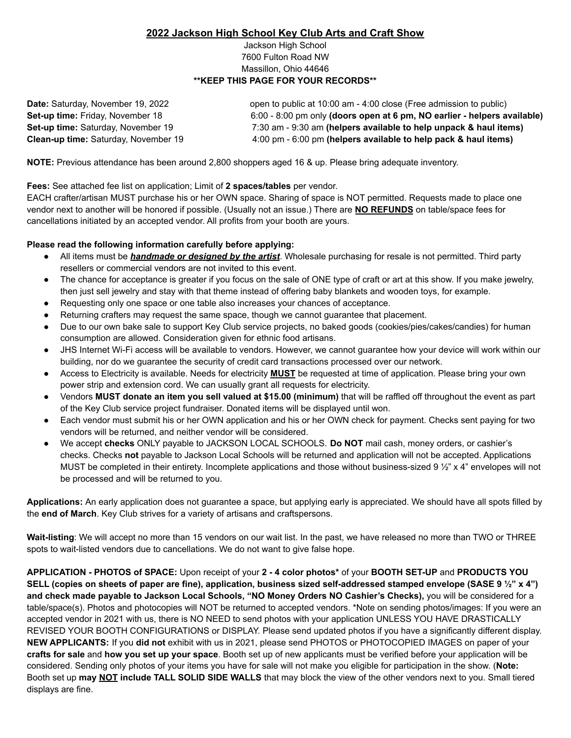## **2022 Jackson High School Key Club Arts and Craft Show**

Jackson High School
7600 Fulton Road NW
Massillon, Ohio 44646
**\*\*KEEP THIS PAGE FOR YOUR RECORDS\*\***

**Date:** Saturday, November 19, 2022 — open to public at 10:00 am - 4:00 close (Free admission to public)
**Set-up time:** Friday, November 18 — 6:00 - 8:00 pm only **(doors open at 6 pm, NO earlier - helpers available)**
**Set-up time:** Saturday, November 19 — 7:30 am - 9:30 am **(helpers available to help unpack & haul items)**
**Clean-up time:** Saturday, November 19 — 4:00 pm - 6:00 pm **(helpers available to help pack & haul items)**

**NOTE:** Previous attendance has been around 2,800 shoppers aged 16 & up. Please bring adequate inventory.

**Fees:** See attached fee list on application; Limit of **2 spaces/tables** per vendor.
EACH crafter/artisan MUST purchase his or her OWN space. Sharing of space is NOT permitted. Requests made to place one vendor next to another will be honored if possible. (Usually not an issue.) There are **NO REFUNDS** on table/space fees for cancellations initiated by an accepted vendor. All profits from your booth are yours.

**Please read the following information carefully before applying:**

- All items must be ***handmade or designed by the artist***. Wholesale purchasing for resale is not permitted. Third party resellers or commercial vendors are not invited to this event.
- The chance for acceptance is greater if you focus on the sale of ONE type of craft or art at this show. If you make jewelry, then just sell jewelry and stay with that theme instead of offering baby blankets and wooden toys, for example.
- Requesting only one space or one table also increases your chances of acceptance.
- Returning crafters may request the same space, though we cannot guarantee that placement.
- Due to our own bake sale to support Key Club service projects, no baked goods (cookies/pies/cakes/candies) for human consumption are allowed. Consideration given for ethnic food artisans.
- JHS Internet Wi-Fi access will be available to vendors. However, we cannot guarantee how your device will work within our building, nor do we guarantee the security of credit card transactions processed over our network.
- Access to Electricity is available. Needs for electricity **MUST** be requested at time of application. Please bring your own power strip and extension cord. We can usually grant all requests for electricity.
- Vendors **MUST donate an item you sell valued at $15.00 (minimum)** that will be raffled off throughout the event as part of the Key Club service project fundraiser. Donated items will be displayed until won.
- Each vendor must submit his or her OWN application and his or her OWN check for payment. Checks sent paying for two vendors will be returned, and neither vendor will be considered.
- We accept **checks** ONLY payable to JACKSON LOCAL SCHOOLS. **Do NOT** mail cash, money orders, or cashier's checks. Checks **not** payable to Jackson Local Schools will be returned and application will not be accepted. Applications MUST be completed in their entirety. Incomplete applications and those without business-sized 9 ½" x 4" envelopes will not be processed and will be returned to you.

**Applications:** An early application does not guarantee a space, but applying early is appreciated. We should have all spots filled by the **end of March**. Key Club strives for a variety of artisans and craftspersons.

**Wait-listing**: We will accept no more than 15 vendors on our wait list. In the past, we have released no more than TWO or THREE spots to wait-listed vendors due to cancellations. We do not want to give false hope.

**APPLICATION - PHOTOS of SPACE:** Upon receipt of your **2 - 4 color photos\*** of your **BOOTH SET-UP** and **PRODUCTS YOU SELL (copies on sheets of paper are fine), application, business sized self-addressed stamped envelope (SASE 9 ½" x 4") and check made payable to Jackson Local Schools, "NO Money Orders NO Cashier's Checks),** you will be considered for a table/space(s). Photos and photocopies will NOT be returned to accepted vendors. \*Note on sending photos/images: If you were an accepted vendor in 2021 with us, there is NO NEED to send photos with your application UNLESS YOU HAVE DRASTICALLY REVISED YOUR BOOTH CONFIGURATIONS or DISPLAY. Please send updated photos if you have a significantly different display. **NEW APPLICANTS:** If you **did not** exhibit with us in 2021, please send PHOTOS or PHOTOCOPIED IMAGES on paper of your **crafts for sale** and **how you set up your space**. Booth set up of new applicants must be verified before your application will be considered. Sending only photos of your items you have for sale will not make you eligible for participation in the show. (**Note:** Booth set up **may NOT include TALL SOLID SIDE WALLS** that may block the view of the other vendors next to you. Small tiered displays are fine.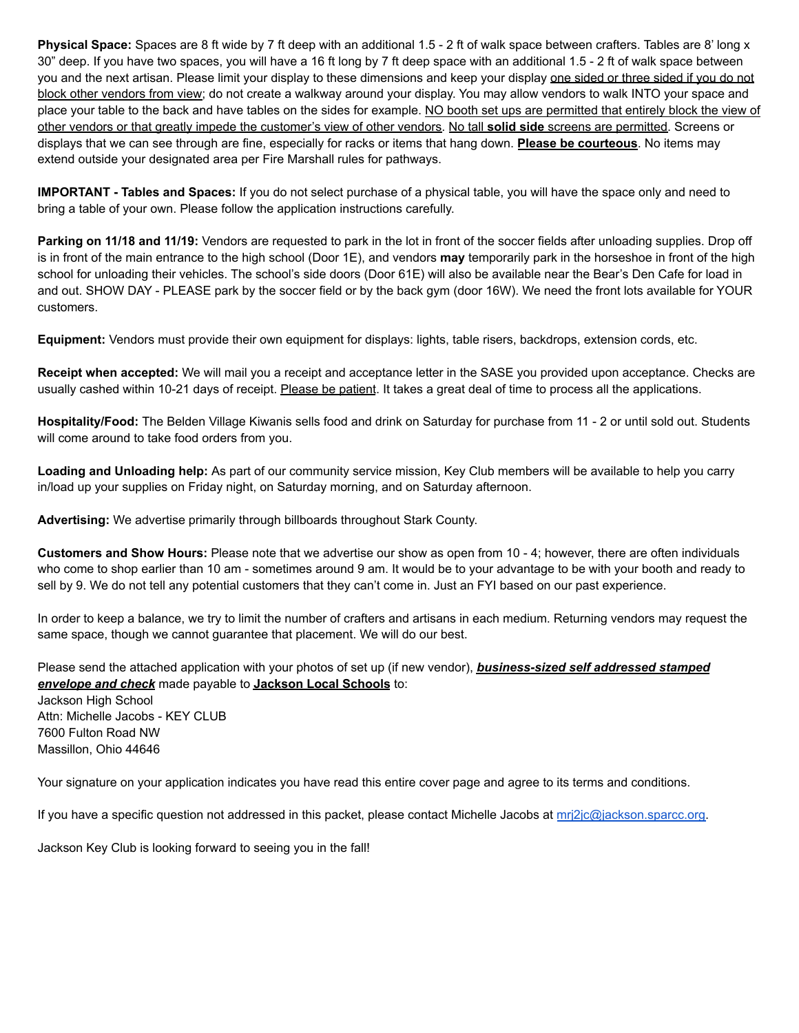**Physical Space:** Spaces are 8 ft wide by 7 ft deep with an additional 1.5 - 2 ft of walk space between crafters. Tables are 8' long x 30" deep. If you have two spaces, you will have a 16 ft long by 7 ft deep space with an additional 1.5 - 2 ft of walk space between you and the next artisan. Please limit your display to these dimensions and keep your display <u>one sided or three sided if you do not block other vendors from view</u>; do not create a walkway around your display. You may allow vendors to walk INTO your space and place your table to the back and have tables on the sides for example. <u>NO booth set ups are permitted that entirely block the view of other vendors or that greatly impede the customer's view of other vendors</u>. <u>No tall **solid side** screens are permitted</u>. Screens or displays that we can see through are fine, especially for racks or items that hang down. <u>**Please be courteous**</u>. No items may extend outside your designated area per Fire Marshall rules for pathways.

**IMPORTANT - Tables and Spaces:** If you do not select purchase of a physical table, you will have the space only and need to bring a table of your own. Please follow the application instructions carefully.

**Parking on 11/18 and 11/19:** Vendors are requested to park in the lot in front of the soccer fields after unloading supplies. Drop off is in front of the main entrance to the high school (Door 1E), and vendors **may** temporarily park in the horseshoe in front of the high school for unloading their vehicles. The school's side doors (Door 61E) will also be available near the Bear's Den Cafe for load in and out. SHOW DAY - PLEASE park by the soccer field or by the back gym (door 16W). We need the front lots available for YOUR customers.

**Equipment:** Vendors must provide their own equipment for displays: lights, table risers, backdrops, extension cords, etc.

**Receipt when accepted:** We will mail you a receipt and acceptance letter in the SASE you provided upon acceptance. Checks are usually cashed within 10-21 days of receipt. <u>Please be patient</u>. It takes a great deal of time to process all the applications.

**Hospitality/Food:** The Belden Village Kiwanis sells food and drink on Saturday for purchase from 11 - 2 or until sold out. Students will come around to take food orders from you.

**Loading and Unloading help:** As part of our community service mission, Key Club members will be available to help you carry in/load up your supplies on Friday night, on Saturday morning, and on Saturday afternoon.

**Advertising:** We advertise primarily through billboards throughout Stark County.

**Customers and Show Hours:** Please note that we advertise our show as open from 10 - 4; however, there are often individuals who come to shop earlier than 10 am - sometimes around 9 am. It would be to your advantage to be with your booth and ready to sell by 9. We do not tell any potential customers that they can't come in. Just an FYI based on our past experience.

In order to keep a balance, we try to limit the number of crafters and artisans in each medium. Returning vendors may request the same space, though we cannot guarantee that placement. We will do our best.

Please send the attached application with your photos of set up (if new vendor), <u>***business-sized self addressed stamped envelope and check***</u> made payable to <u>**Jackson Local Schools**</u> to:
Jackson High School
Attn: Michelle Jacobs - KEY CLUB
7600 Fulton Road NW
Massillon, Ohio 44646

Your signature on your application indicates you have read this entire cover page and agree to its terms and conditions.

If you have a specific question not addressed in this packet, please contact Michelle Jacobs at mrj2jc@jackson.sparcc.org.

Jackson Key Club is looking forward to seeing you in the fall!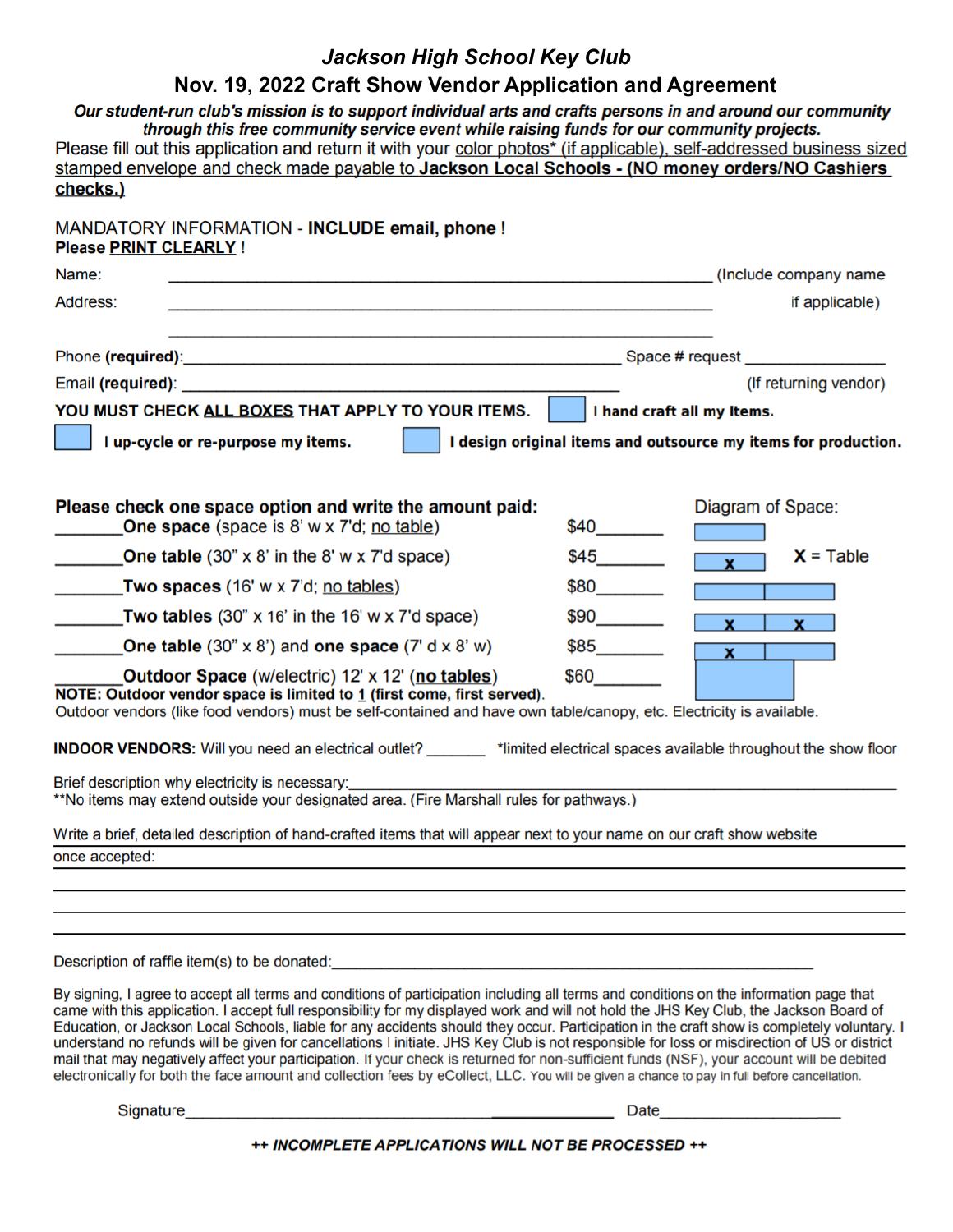# *Jackson High School Key Club*

## Nov. 19, 2022 Craft Show Vendor Application and Agreement

***Our student-run club's mission is to support individual arts and crafts persons in and around our community through this free community service event while raising funds for our community projects.***

Please fill out this application and return it with your color photos* (if applicable), self-addressed business sized stamped envelope and check made payable to **Jackson Local Schools - (NO money orders/NO Cashiers checks.)**

MANDATORY INFORMATION - **INCLUDE email, phone** !
**Please PRINT CLEARLY** !

Name: ______________________________________________ (Include company name if applicable)

Address: ______________________________________________

______________________________________________

Phone **(required)**: ______________________________ Space # request ______________ (If returning vendor)

Email **(required)**: ______________________________

**YOU MUST CHECK ALL BOXES THAT APPLY TO YOUR ITEMS.** ☐ **I hand craft all my Items.**

☐ **I up-cycle or re-purpose my items.** ☐ **I design original items and outsource my items for production.**

**Please check one space option and write the amount paid:**

| | Option | Amount | Diagram of Space: |
|---|---|---|---|
| _______ | **One space** (space is 8' w x 7'd; no table) | $40_______ | |
| _______ | **One table** (30" x 8' in the 8' w x 7'd space) | $45_______ | x (**X** = Table) |
| _______ | **Two spaces** (16' w x 7'd; no tables) | $80_______ | |
| _______ | **Two tables** (30" x 16' in the 16' w x 7'd space) | $90_______ | x x |
| _______ | **One table** (30" x 8') and **one space** (7' d x 8' w) | $85_______ | x |
| _______ | **Outdoor Space** (w/electric) 12' x 12' (**no tables**) | $60_______ | |

**NOTE: Outdoor vendor space is limited to 1 (first come, first served).**
Outdoor vendors (like food vendors) must be self-contained and have own table/canopy, etc. Electricity is available.

**INDOOR VENDORS:** Will you need an electrical outlet? _______ *limited electrical spaces available throughout the show floor

Brief description why electricity is necessary: ______________________________________________
**No items may extend outside your designated area. (Fire Marshall rules for pathways.)

Write a brief, detailed description of hand-crafted items that will appear next to your name on our craft show website once accepted: ______________________________________________

______________________________________________

______________________________________________

______________________________________________

Description of raffle item(s) to be donated: ______________________________________________

By signing, I agree to accept all terms and conditions of participation including all terms and conditions on the information page that came with this application. I accept full responsibility for my displayed work and will not hold the JHS Key Club, the Jackson Board of Education, or Jackson Local Schools, liable for any accidents should they occur. Participation in the craft show is completely voluntary. I understand no refunds will be given for cancellations I initiate. JHS Key Club is not responsible for loss or misdirection of US or district mail that may negatively affect your participation. If your check is returned for non-sufficient funds (NSF), your account will be debited electronically for both the face amount and collection fees by eCollect, LLC. You will be given a chance to pay in full before cancellation.

Signature______________________________________ Date____________________

***++ INCOMPLETE APPLICATIONS WILL NOT BE PROCESSED ++***